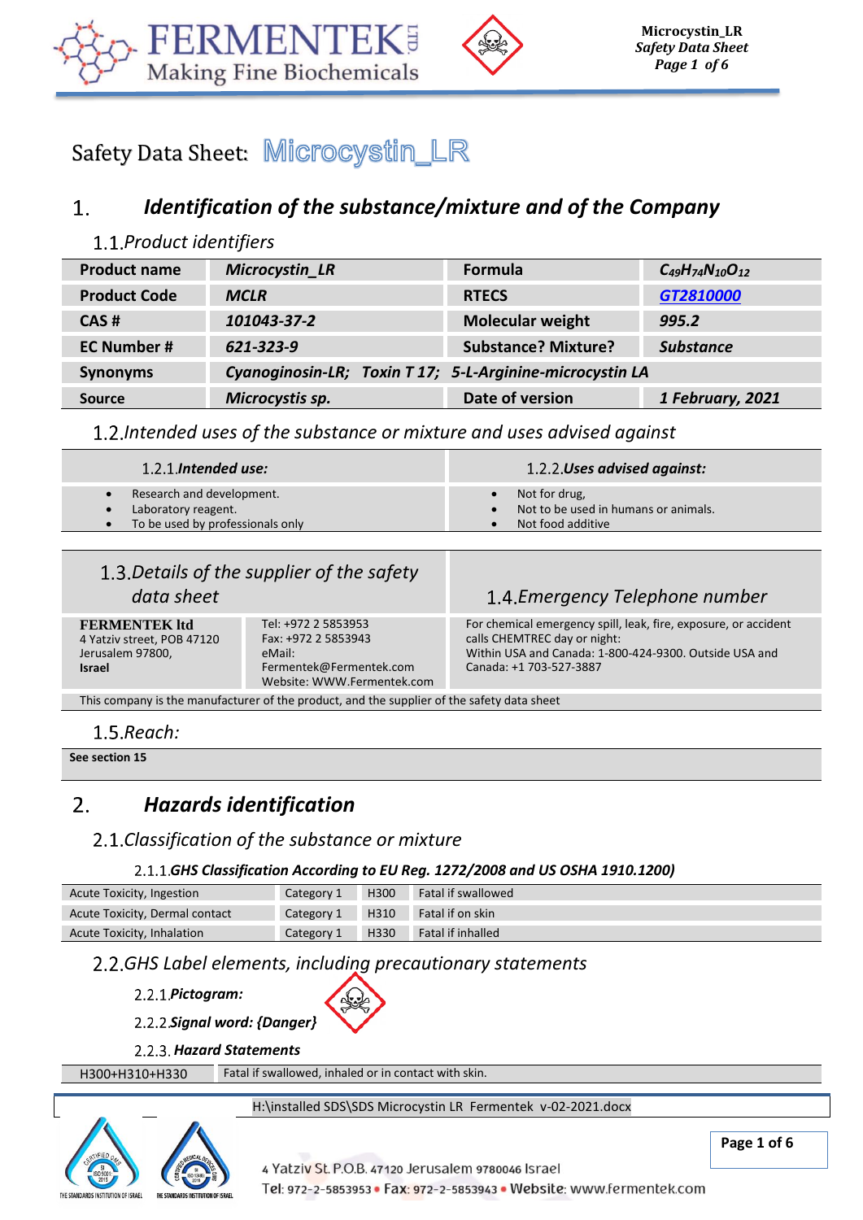# Safety Data Sheet: Microcystin_LR

## 1. Identification of the substance/mixture and of the Company

### 1.1. Product identifiers

| Product name | *Microcystin_LR* | Formula | $C_{49}H_{74}N_{10}O_{12}$ |
|---|---|---|---|
| Product Code | *MCLR* | RTECS | *GT2810000* |
| CAS # | *101043-37-2* | Molecular weight | *995.2* |
| EC Number # | *621-323-9* | Substance? Mixture? | *Substance* |
| Synonyms | *Cyanoginosin-LR; Toxin T 17; 5-L-Arginine-microcystin LA* | | |
| Source | *Microcystis sp.* | Date of version | *1 February, 2021* |

### 1.2. Intended uses of the substance or mixture and uses advised against

| 1.2.1. Intended use: | 1.2.2. Uses advised against: |
|---|---|
| • Research and development.<br>• Laboratory reagent.<br>• To be used by professionals only | • Not for drug,<br>• Not to be used in humans or animals.<br>• Not food additive |

### 1.3. Details of the supplier of the safety data sheet / 1.4. Emergency Telephone number

| 1.3. Details of the supplier of the safety data sheet | | 1.4. Emergency Telephone number |
|---|---|---|
| **FERMENTEK ltd**<br>4 Yatziv street, POB 47120<br>Jerusalem 97800,<br>**Israel** | Tel: +972 2 5853953<br>Fax: +972 2 5853943<br>eMail:<br>Fermentek@Fermentek.com<br>Website: WWW.Fermentek.com | For chemical emergency spill, leak, fire, exposure, or accident calls CHEMTREC day or night:<br>Within USA and Canada: 1-800-424-9300. Outside USA and Canada: +1 703-527-3887 |

This company is the manufacturer of the product, and the supplier of the safety data sheet

### 1.5. Reach:

**See section 15**

## 2. Hazards identification

### 2.1. Classification of the substance or mixture

#### 2.1.1. GHS Classification According to EU Reg. 1272/2008 and US OSHA 1910.1200)

| Acute Toxicity, Ingestion | Category 1 | H300 | Fatal if swallowed |
|---|---|---|---|
| Acute Toxicity, Dermal contact | Category 1 | H310 | Fatal if on skin |
| Acute Toxicity, Inhalation | Category 1 | H330 | Fatal if inhalled |

### 2.2. GHS Label elements, including precautionary statements

#### 2.2.1. Pictogram:

#### 2.2.2. Signal word: {Danger}

#### 2.2.3. Hazard Statements

| H300+H310+H330 | Fatal if swallowed, inhaled or in contact with skin. |
|---|---|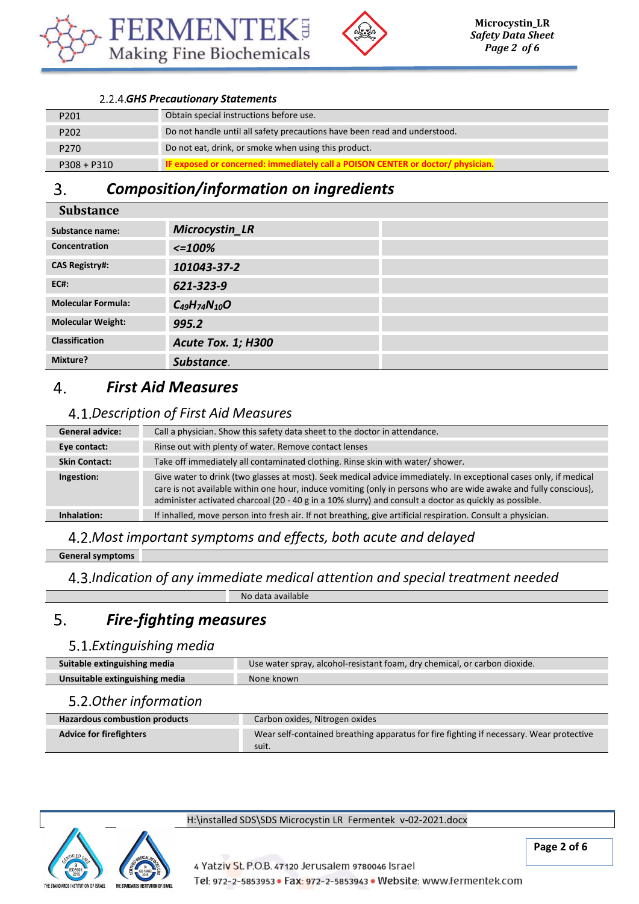#### 2.2.4. *GHS Precautionary Statements*

| | |
|---|---|
| P201 | Obtain special instructions before use. |
| P202 | Do not handle until all safety precautions have been read and understood. |
| P270 | Do not eat, drink, or smoke when using this product. |
| P308 + P310 | IF exposed or concerned: immediately call a POISON CENTER or doctor/ physician. |

## 3. *Composition/information on ingredients*

| Substance | | |
|---|---|---|
| Substance name: | ***Microcystin_LR*** | |
| Concentration | ***<=100%*** | |
| CAS Registry#: | ***101043-37-2*** | |
| EC#: | ***621-323-9*** | |
| Molecular Formula: | $C_{49}H_{74}N_{10}O$ | |
| Molecular Weight: | ***995.2*** | |
| Classification | ***Acute Tox. 1; H300*** | |
| Mixture? | ***Substance*.** | |

## 4. *First Aid Measures*

### 4.1. *Description of First Aid Measures*

| | |
|---|---|
| **General advice:** | Call a physician. Show this safety data sheet to the doctor in attendance. |
| **Eye contact:** | Rinse out with plenty of water. Remove contact lenses |
| **Skin Contact:** | Take off immediately all contaminated clothing. Rinse skin with water/ shower. |
| **Ingestion:** | Give water to drink (two glasses at most). Seek medical advice immediately. In exceptional cases only, if medical care is not available within one hour, induce vomiting (only in persons who are wide awake and fully conscious), administer activated charcoal (20 - 40 g in a 10% slurry) and consult a doctor as quickly as possible. |
| **Inhalation:** | If inhaled, move person into fresh air. If not breathing, give artificial respiration. Consult a physician. |

### 4.2. *Most important symptoms and effects, both acute and delayed*

| | |
|---|---|
| **General symptoms** | |

### 4.3. *Indication of any immediate medical attention and special treatment needed*

| | |
|---|---|
| | No data available |

## 5. *Fire-fighting measures*

### 5.1. *Extinguishing media*

| | |
|---|---|
| **Suitable extinguishing media** | Use water spray, alcohol-resistant foam, dry chemical, or carbon dioxide. |
| **Unsuitable extinguishing media** | None known |

### 5.2. *Other information*

| | |
|---|---|
| **Hazardous combustion products** | Carbon oxides, Nitrogen oxides |
| **Advice for firefighters** | Wear self-contained breathing apparatus for fire fighting if necessary. Wear protective suit. |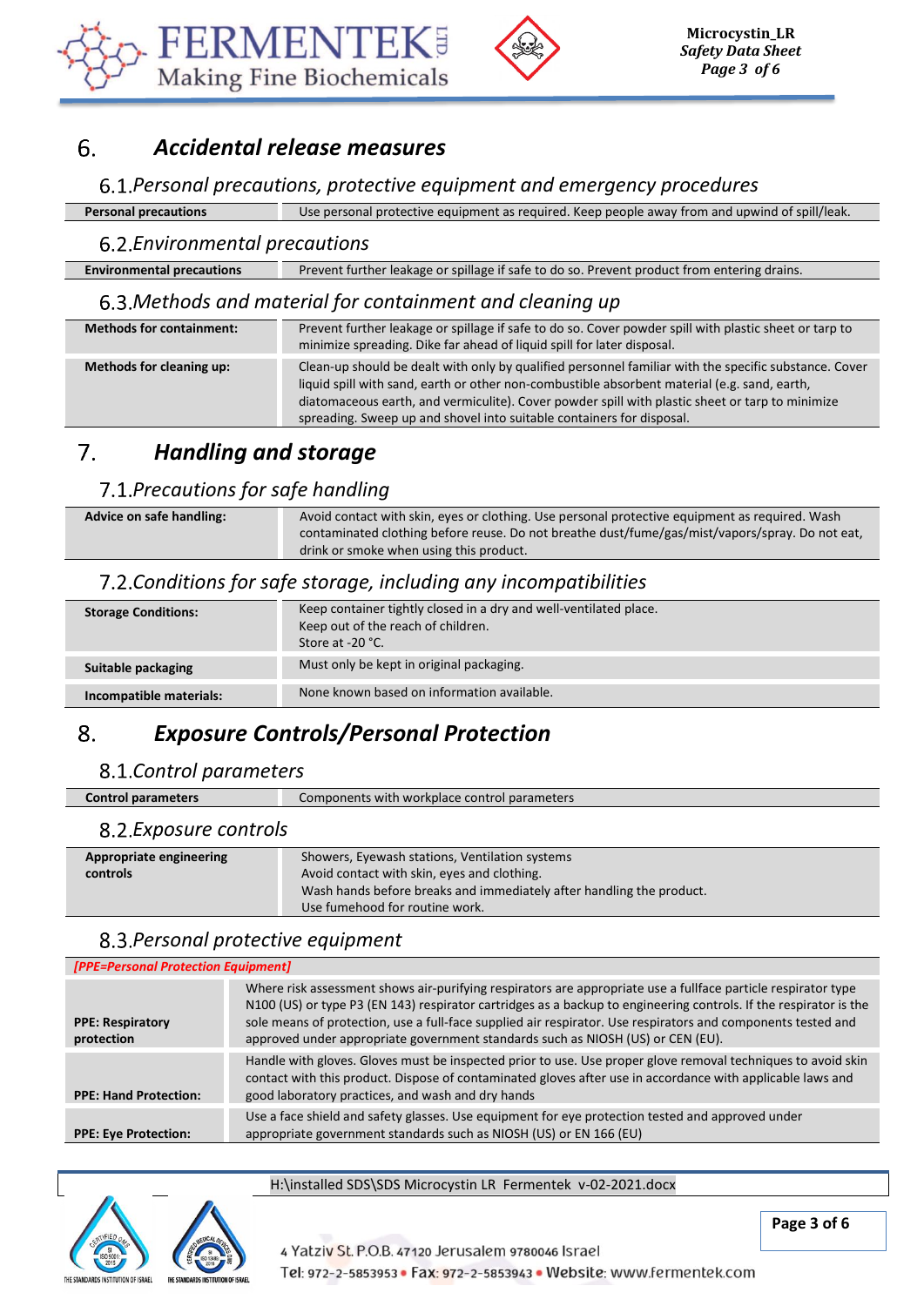## 6. Accidental release measures

### 6.1. Personal precautions, protective equipment and emergency procedures

| | |
|---|---|
| **Personal precautions** | Use personal protective equipment as required. Keep people away from and upwind of spill/leak. |

### 6.2. Environmental precautions

| | |
|---|---|
| **Environmental precautions** | Prevent further leakage or spillage if safe to do so. Prevent product from entering drains. |

### 6.3. Methods and material for containment and cleaning up

| | |
|---|---|
| **Methods for containment:** | Prevent further leakage or spillage if safe to do so. Cover powder spill with plastic sheet or tarp to minimize spreading. Dike far ahead of liquid spill for later disposal. |
| **Methods for cleaning up:** | Clean-up should be dealt with only by qualified personnel familiar with the specific substance. Cover liquid spill with sand, earth or other non-combustible absorbent material (e.g. sand, earth, diatomaceous earth, and vermiculite). Cover powder spill with plastic sheet or tarp to minimize spreading. Sweep up and shovel into suitable containers for disposal. |

## 7. Handling and storage

### 7.1. Precautions for safe handling

| | |
|---|---|
| **Advice on safe handling:** | Avoid contact with skin, eyes or clothing. Use personal protective equipment as required. Wash contaminated clothing before reuse. Do not breathe dust/fume/gas/mist/vapors/spray. Do not eat, drink or smoke when using this product. |

### 7.2. Conditions for safe storage, including any incompatibilities

| | |
|---|---|
| **Storage Conditions:** | Keep container tightly closed in a dry and well-ventilated place.<br>Keep out of the reach of children.<br>Store at -20 °C. |
| **Suitable packaging** | Must only be kept in original packaging. |
| **Incompatible materials:** | None known based on information available. |

## 8. Exposure Controls/Personal Protection

### 8.1. Control parameters

| | |
|---|---|
| **Control parameters** | Components with workplace control parameters |

### 8.2. Exposure controls

| | |
|---|---|
| **Appropriate engineering controls** | Showers, Eyewash stations, Ventilation systems<br>Avoid contact with skin, eyes and clothing.<br>Wash hands before breaks and immediately after handling the product.<br>Use fumehood for routine work. |

### 8.3. Personal protective equipment

***[PPE=Personal Protection Equipment]***

| | |
|---|---|
| **PPE: Respiratory protection** | Where risk assessment shows air-purifying respirators are appropriate use a fullface particle respirator type N100 (US) or type P3 (EN 143) respirator cartridges as a backup to engineering controls. If the respirator is the sole means of protection, use a full-face supplied air respirator. Use respirators and components tested and approved under appropriate government standards such as NIOSH (US) or CEN (EU). |
| **PPE: Hand Protection:** | Handle with gloves. Gloves must be inspected prior to use. Use proper glove removal techniques to avoid skin contact with this product. Dispose of contaminated gloves after use in accordance with applicable laws and good laboratory practices, and wash and dry hands |
| **PPE: Eye Protection:** | Use a face shield and safety glasses. Use equipment for eye protection tested and approved under appropriate government standards such as NIOSH (US) or EN 166 (EU) |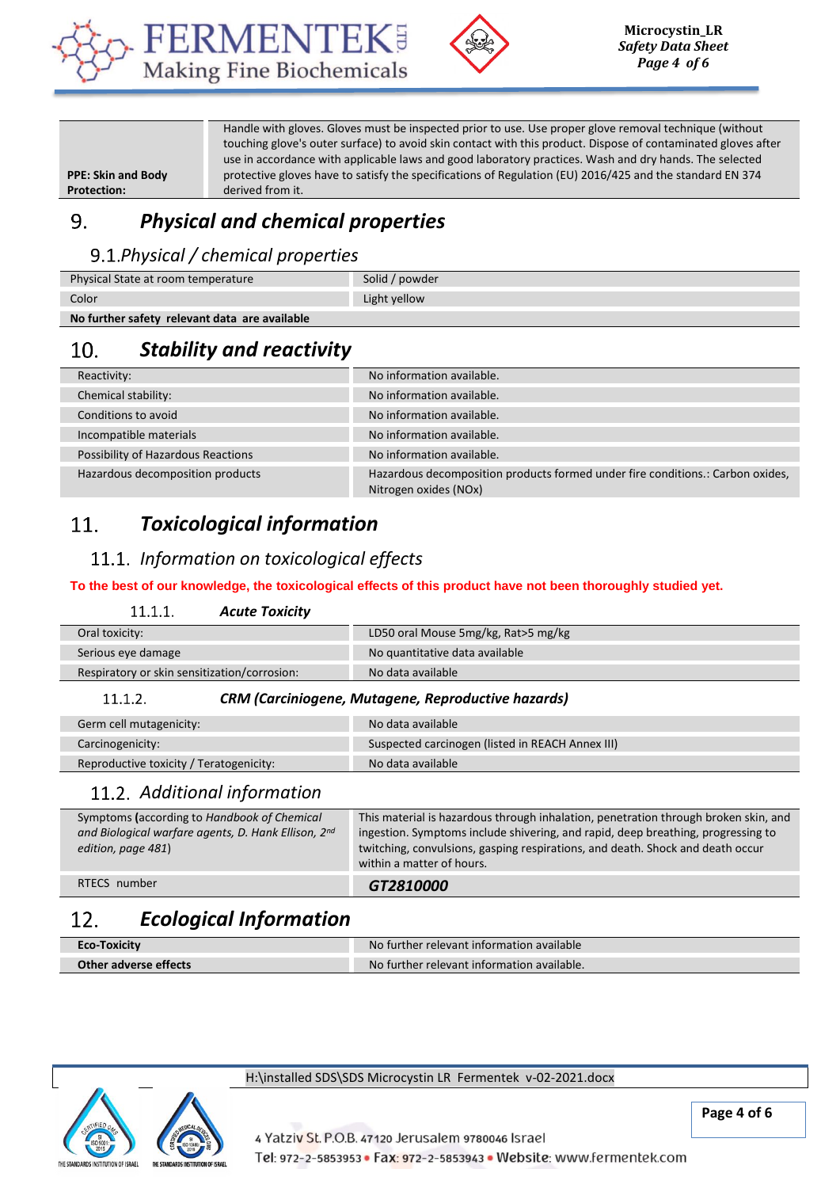| | |
|---|---|
| **PPE: Skin and Body Protection:** | Handle with gloves. Gloves must be inspected prior to use. Use proper glove removal technique (without touching glove's outer surface) to avoid skin contact with this product. Dispose of contaminated gloves after use in accordance with applicable laws and good laboratory practices. Wash and dry hands. The selected protective gloves have to satisfy the specifications of Regulation (EU) 2016/425 and the standard EN 374 derived from it. |

# 9. *Physical and chemical properties*

## 9.1. *Physical / chemical properties*

| | |
|---|---|
| Physical State at room temperature | Solid / powder |
| Color | Light yellow |
| **No further safety relevant data are available** | |

# 10. *Stability and reactivity*

| | |
|---|---|
| Reactivity: | No information available. |
| Chemical stability: | No information available. |
| Conditions to avoid | No information available. |
| Incompatible materials | No information available. |
| Possibility of Hazardous Reactions | No information available. |
| Hazardous decomposition products | Hazardous decomposition products formed under fire conditions.: Carbon oxides, Nitrogen oxides (NOx) |

# 11. *Toxicological information*

## 11.1. *Information on toxicological effects*

**To the best of our knowledge, the toxicological effects of this product have not been thoroughly studied yet.**

### 11.1.1. *Acute Toxicity*

| | |
|---|---|
| Oral toxicity: | LD50 oral Mouse 5mg/kg, Rat>5 mg/kg |
| Serious eye damage | No quantitative data available |
| Respiratory or skin sensitization/corrosion: | No data available |

### 11.1.2. *CRM (Carciniogene, Mutagene, Reproductive hazards)*

| | |
|---|---|
| Germ cell mutagenicity: | No data available |
| Carcinogenicity: | Suspected carcinogen (listed in REACH Annex III) |
| Reproductive toxicity / Teratogenicity: | No data available |

## 11.2. *Additional information*

| | |
|---|---|
| Symptoms (according to *Handbook of Chemical and Biological warfare agents, D. Hank Ellison, 2nd edition, page 481*) | This material is hazardous through inhalation, penetration through broken skin, and ingestion. Symptoms include shivering, and rapid, deep breathing, progressing to twitching, convulsions, gasping respirations, and death. Shock and death occur within a matter of hours. |
| RTECS number | ***GT2810000*** |

# 12. *Ecological Information*

| | |
|---|---|
| **Eco-Toxicity** | No further relevant information available |
| **Other adverse effects** | No further relevant information available. |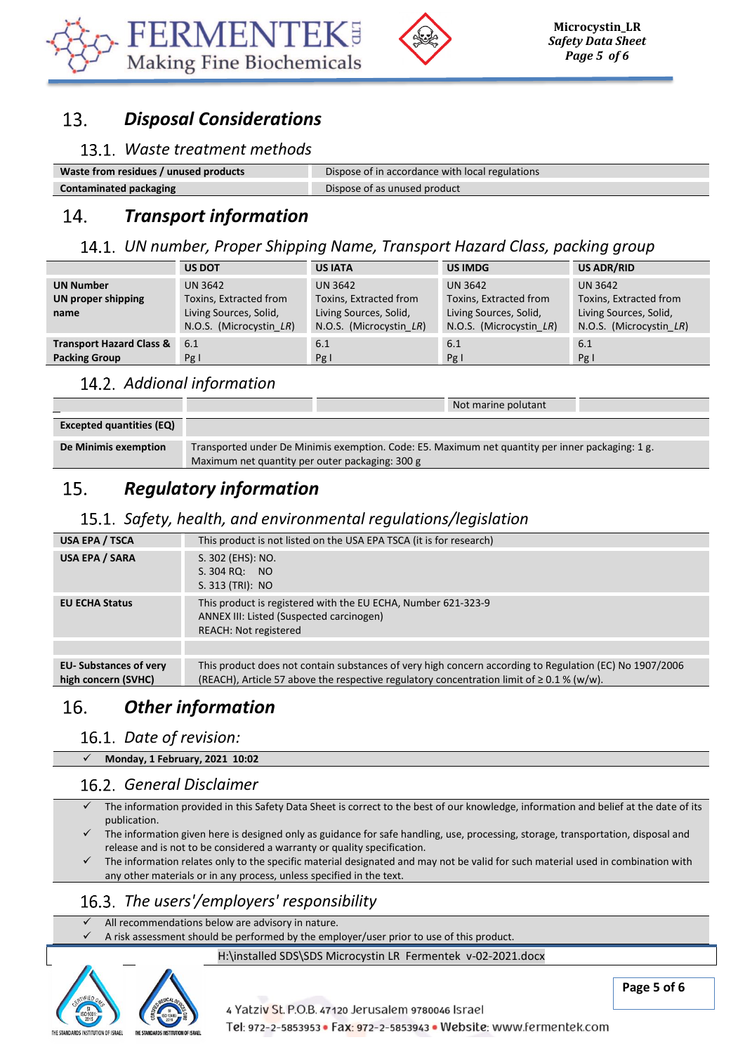## 13. *Disposal Considerations*

### 13.1. *Waste treatment methods*

| | |
|---|---|
| **Waste from residues / unused products** | Dispose of in accordance with local regulations |
| **Contaminated packaging** | Dispose of as unused product |

## 14. *Transport information*

### 14.1. *UN number, Proper Shipping Name, Transport Hazard Class, packing group*

| | US DOT | US IATA | US IMDG | US ADR/RID |
|---|---|---|---|---|
| **UN Number**<br>**UN proper shipping name** | UN 3642<br>Toxins, Extracted from Living Sources, Solid, N.O.S. (Microcystin_*LR*) | UN 3642<br>Toxins, Extracted from Living Sources, Solid, N.O.S. (Microcystin_*LR*) | UN 3642<br>Toxins, Extracted from Living Sources, Solid, N.O.S. (Microcystin_*LR*) | UN 3642<br>Toxins, Extracted from Living Sources, Solid, N.O.S. (Microcystin_*LR*) |
| **Transport Hazard Class & Packing Group** | 6.1<br>Pg I | 6.1<br>Pg I | 6.1<br>Pg I | 6.1<br>Pg I |

### 14.2. *Addional information*

| | | | | |
|---|---|---|---|---|
| | | | Not marine polutant | |
| **Excepted quantities (EQ)** | | | | |
| **De Minimis exemption** | Transported under De Minimis exemption. Code: E5. Maximum net quantity per inner packaging: 1 g. Maximum net quantity per outer packaging: 300 g | | | |

## 15. *Regulatory information*

### 15.1. *Safety, health, and environmental regulations/legislation*

| | |
|---|---|
| **USA EPA / TSCA** | This product is not listed on the USA EPA TSCA (it is for research) |
| **USA EPA / SARA** | S. 302 (EHS): NO.<br>S. 304 RQ: NO<br>S. 313 (TRI): NO |
| **EU ECHA Status** | This product is registered with the EU ECHA, Number 621-323-9<br>ANNEX III: Listed (Suspected carcinogen)<br>REACH: Not registered |
| | |
| **EU- Substances of very high concern (SVHC)** | This product does not contain substances of very high concern according to Regulation (EC) No 1907/2006 (REACH), Article 57 above the respective regulatory concentration limit of ≥ 0.1 % (w/w). |

## 16. *Other information*

### 16.1. *Date of revision:*

- ✓ **Monday, 1 February, 2021 10:02**

### 16.2. *General Disclaimer*

- ✓ The information provided in this Safety Data Sheet is correct to the best of our knowledge, information and belief at the date of its publication.
- ✓ The information given here is designed only as guidance for safe handling, use, processing, storage, transportation, disposal and release and is not to be considered a warranty or quality specification.
- ✓ The information relates only to the specific material designated and may not be valid for such material used in combination with any other materials or in any process, unless specified in the text.

### 16.3. *The users'/employers' responsibility*

- ✓ All recommendations below are advisory in nature.
- ✓ A risk assessment should be performed by the employer/user prior to use of this product.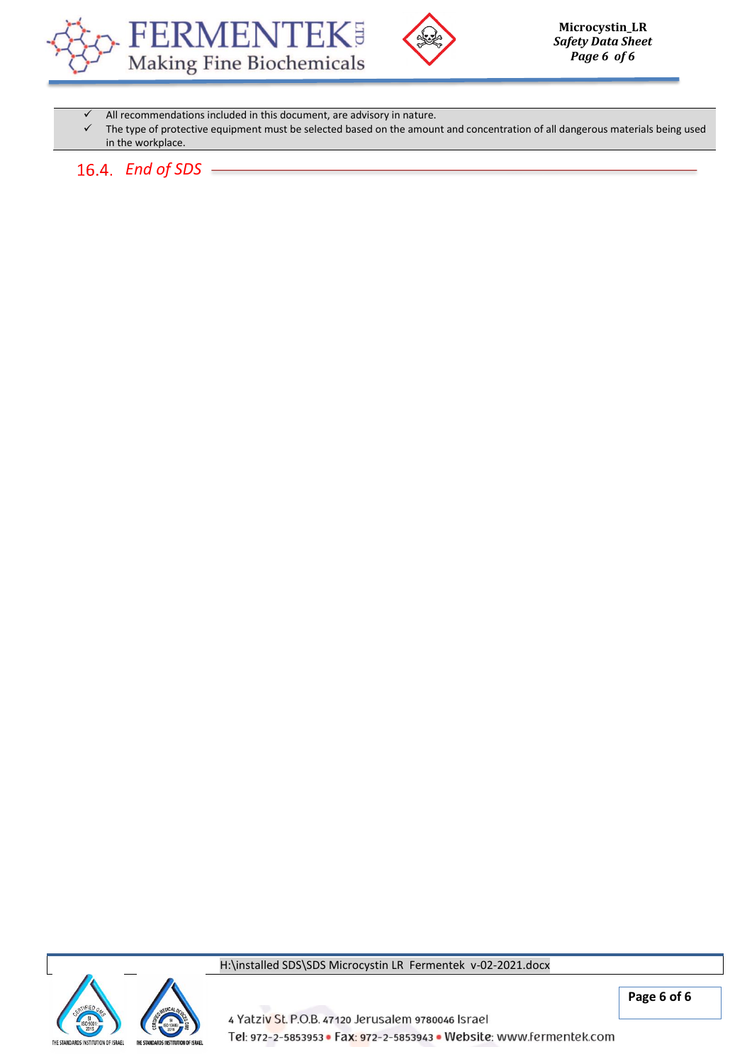- ✓ All recommendations included in this document, are advisory in nature.
- ✓ The type of protective equipment must be selected based on the amount and concentration of all dangerous materials being used in the workplace.

## 16.4. *End of SDS*